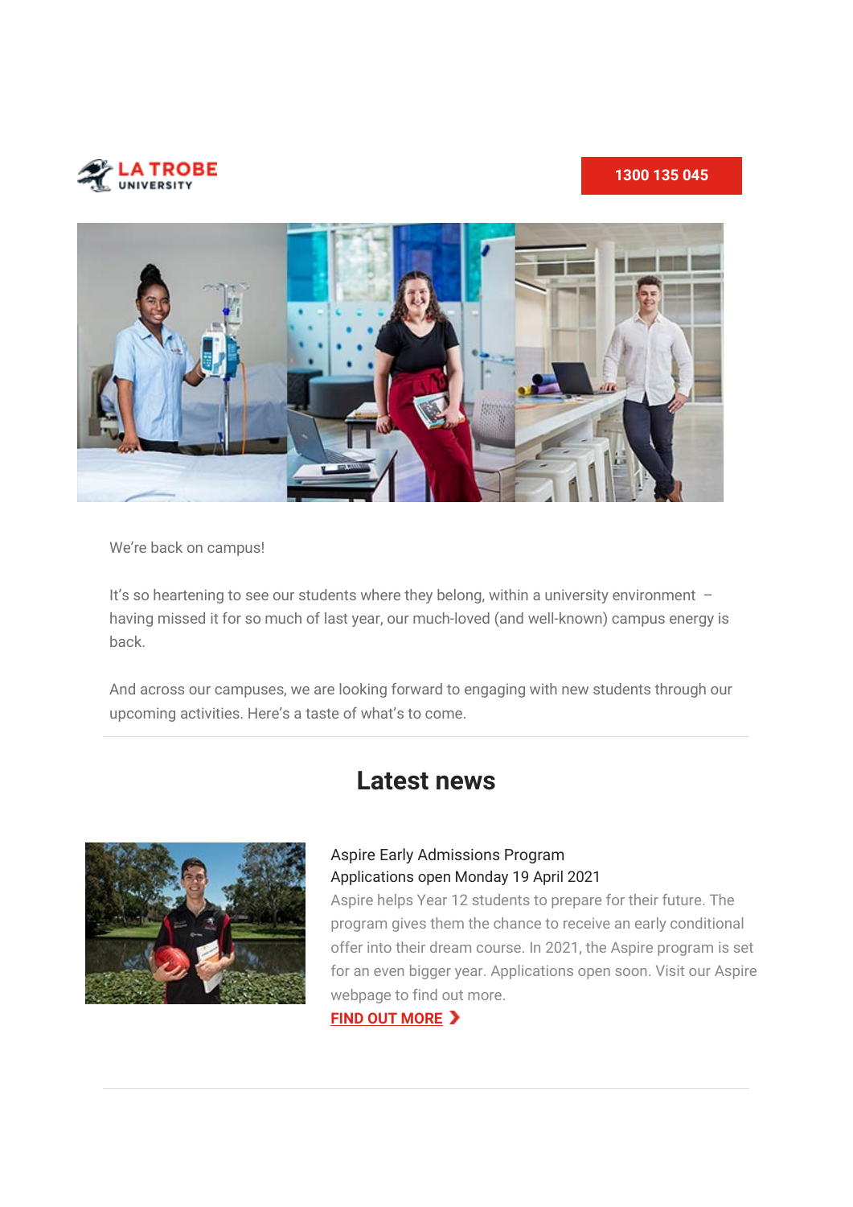LA TROBE UNIVERSITY

1300 135 045

We're back on campus!

It's so heartening to see our students where they belong, within a university environment – having missed it for so much of last year, our much-loved (and well-known) campus energy is back.

And across our campuses, we are looking forward to engaging with new students through our upcoming activities. Here's a taste of what's to come.

---

## Latest news

Aspire Early Admissions Program
Applications open Monday 19 April 2021

Aspire helps Year 12 students to prepare for their future. The program gives them the chance to receive an early conditional offer into their dream course. In 2021, the Aspire program is set for an even bigger year. Applications open soon. Visit our Aspire webpage to find out more.

**FIND OUT MORE ❯**

---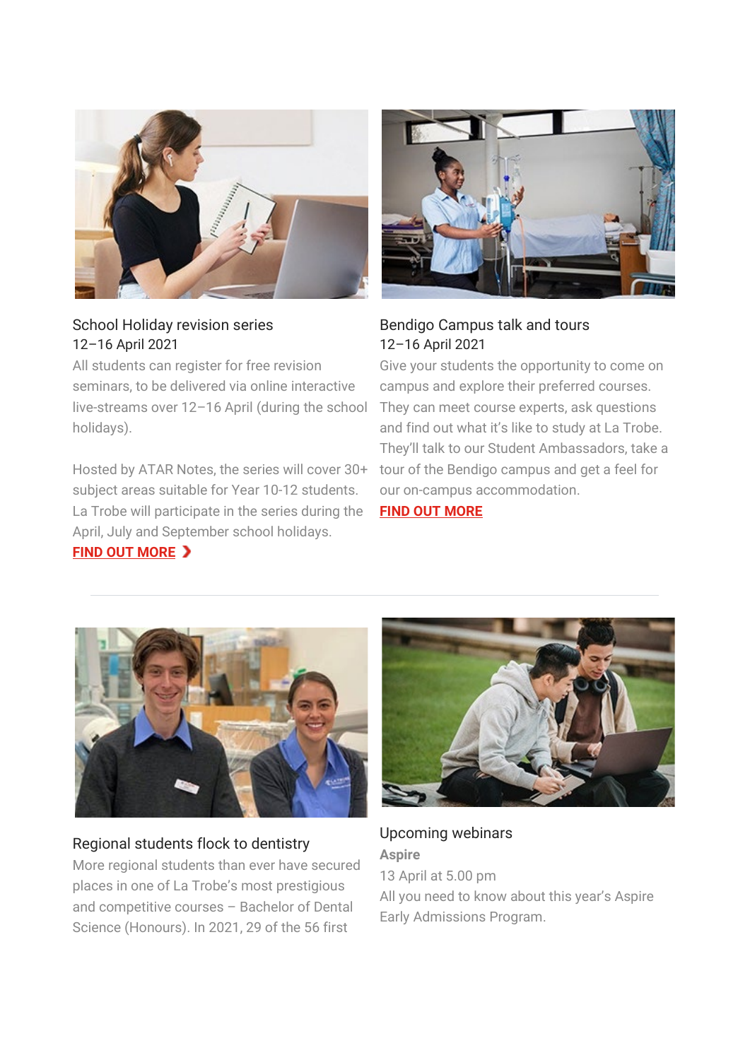### School Holiday revision series

12–16 April 2021

All students can register for free revision seminars, to be delivered via online interactive live-streams over 12–16 April (during the school holidays).

Hosted by ATAR Notes, the series will cover 30+ subject areas suitable for Year 10-12 students. La Trobe will participate in the series during the April, July and September school holidays.

**FIND OUT MORE ›**

### Bendigo Campus talk and tours

12–16 April 2021

Give your students the opportunity to come on campus and explore their preferred courses. They can meet course experts, ask questions and find out what it's like to study at La Trobe. They'll talk to our Student Ambassadors, take a tour of the Bendigo campus and get a feel for our on-campus accommodation.

**FIND OUT MORE**

---

### Regional students flock to dentistry

More regional students than ever have secured places in one of La Trobe's most prestigious and competitive courses – Bachelor of Dental Science (Honours). In 2021, 29 of the 56 first

### Upcoming webinars

**Aspire**

13 April at 5.00 pm

All you need to know about this year's Aspire Early Admissions Program.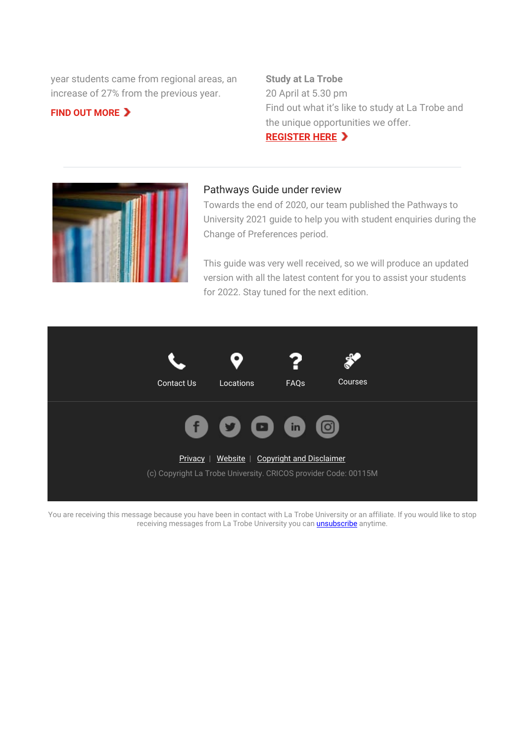year students came from regional areas, an increase of 27% from the previous year.

**FIND OUT MORE ›**

**Study at La Trobe**

20 April at 5.30 pm

Find out what it's like to study at La Trobe and the unique opportunities we offer.

**REGISTER HERE ›**

---

## Pathways Guide under review

Towards the end of 2020, our team published the Pathways to University 2021 guide to help you with student enquiries during the Change of Preferences period.

This guide was very well received, so we will produce an updated version with all the latest content for you to assist your students for 2022. Stay tuned for the next edition.

Contact Us | Locations | FAQs | Courses

Privacy | Website | Copyright and Disclaimer

(c) Copyright La Trobe University. CRICOS provider Code: 00115M

You are receiving this message because you have been in contact with La Trobe University or an affiliate. If you would like to stop receiving messages from La Trobe University you can unsubscribe anytime.